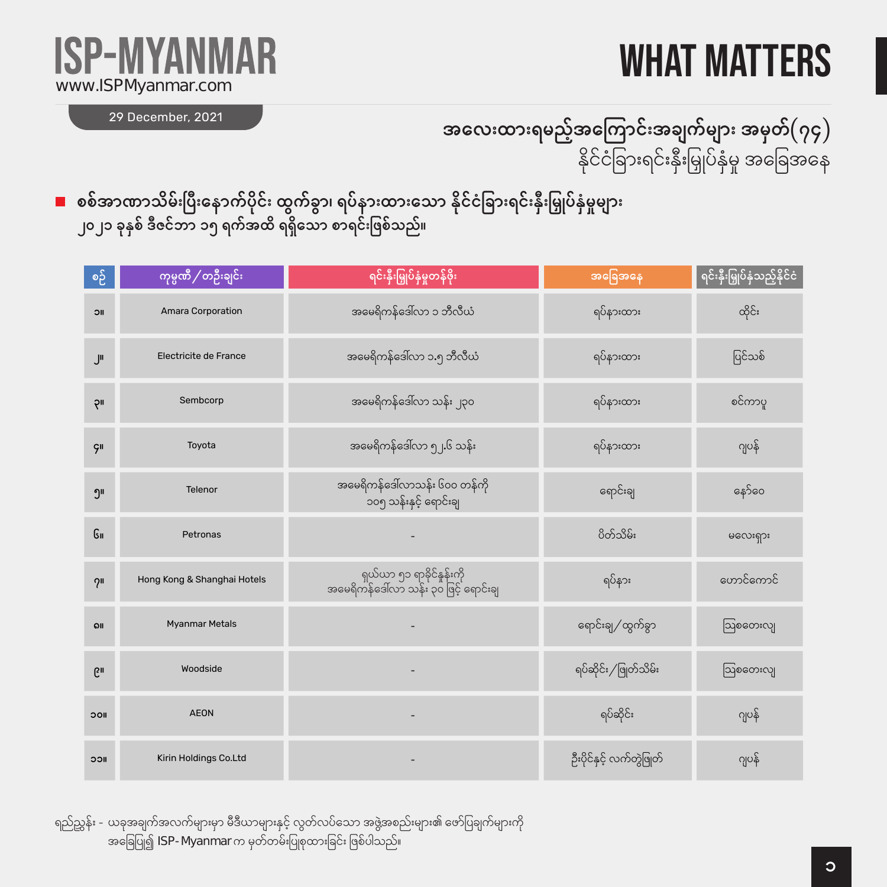# ISP-MYANMAR

www.ISPMyanmar.com

29 December, 2021

# WHAT MATTERS

## အလေးထားရမည့်အကြောင်းအချက်များ အမှတ်(၇၄)
နိုင်ငံခြားရင်းနှီးမြှုပ်နှံမှု အခြေအနေ

■ **စစ်အာဏာသိမ်းပြီးနောက်ပိုင်း ထွက်ခွာ၊ ရပ်နားထားသော နိုင်ငံခြားရင်းနှီးမြှုပ်နှံမှုများ ၂၀၂၁ ခုနှစ် ဒီဇင်ဘာ ၁၅ ရက်အထိ ရရှိသော စာရင်းဖြစ်သည်။**

| စဉ် | ကုမ္ပဏီ/တဦးချင်း | ရင်းနှီးမြှုပ်နှံမှုတန်ဖိုး | အခြေအနေ | ရင်းနှီးမြှုပ်နှံသည့်နိုင်ငံ |
|---|---|---|---|---|
| ၁။ | Amara Corporation | အမေရိကန်ဒေါ်လာ ၁ ဘီလီယံ | ရပ်နားထား | ထိုင်း |
| ၂။ | Electricite de France | အမေရိကန်ဒေါ်လာ ၁.၅ ဘီလီယံ | ရပ်နားထား | ပြင်သစ် |
| ၃။ | Sembcorp | အမေရိကန်ဒေါ်လာ သန်း ၂၃၀ | ရပ်နားထား | စင်ကာပူ |
| ၄။ | Toyota | အမေရိကန်ဒေါ်လာ ၅၂.၆ သန်း | ရပ်နားထား | ဂျပန် |
| ၅။ | Telenor | အမေရိကန်ဒေါ်လာသန်း ၆၀၀ တန်ကို ၁၀၅ သန်းနှင့် ရောင်းချ | ရောင်းချ | နော်ဝေ |
| ၆။ | Petronas | - | ပိတ်သိမ်း | မလေးရှား |
| ၇။ | Hong Kong & Shanghai Hotels | ရှယ်ယာ ၅၁ ရာခိုင်နှုန်းကို အမေရိကန်ဒေါ်လာ သန်း ၃၀ ဖြင့် ရောင်းချ | ရပ်နား | ဟောင်ကောင် |
| ၈။ | Myanmar Metals | - | ရောင်းချ/ထွက်ခွာ | ဩစတေးလျ |
| ၉။ | Woodside | - | ရပ်ဆိုင်း/ဖြုတ်သိမ်း | ဩစတေးလျ |
| ၁၀။ | AEON | - | ရပ်ဆိုင်း | ဂျပန် |
| ၁၁။ | Kirin Holdings Co.Ltd | - | ဦးပိုင်နှင့် လက်တွဲဖြုတ် | ဂျပန် |

ရည်ညွှန်း - ယခုအချက်အလက်များမှာ မီဒီယာများနှင့် လွတ်လပ်သော အဖွဲ့အစည်းများ၏ ဖော်ပြချက်များကို အခြေပြု၍ ISP-Myanmar က မှတ်တမ်းပြုစုထားခြင်း ဖြစ်ပါသည်။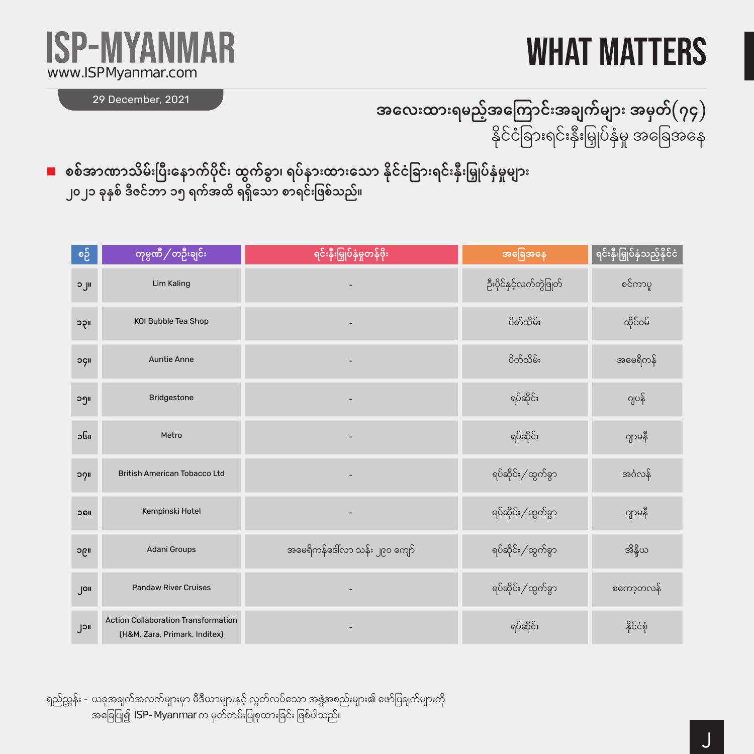# ISP-MYANMAR

www.ISPMyanmar.com

29 December, 2021

# WHAT MATTERS

## အလေးထားရမည့်အကြောင်းအချက်များ အမှတ်(၇၄)
နိုင်ငံခြားရင်းနှီးမြှုပ်နှံမှု အခြေအနေ

- **စစ်အာဏာသိမ်းပြီးနောက်ပိုင်း ထွက်ခွာ၊ ရပ်နားထားသော နိုင်ငံခြားရင်းနှီးမြှုပ်နှံမှုများ ၂၀၂၁ ခုနှစ် ဒီဇင်ဘာ ၁၅ ရက်အထိ ရရှိသော စာရင်းဖြစ်သည်။**

| စဉ် | ကုမ္ပဏီ/တဦးချင်း | ရင်းနှီးမြှုပ်နှံမှုတန်ဖိုး | အခြေအနေ | ရင်းနှီးမြှုပ်နှံသည့်နိုင်ငံ |
|---|---|---|---|---|
| ၁၂။ | Lim Kaling | - | ဦးပိုင်နှင့်လက်တွဲဖြုတ် | စင်ကာပူ |
| ၁၃။ | KOI Bubble Tea Shop | - | ပိတ်သိမ်း | ထိုင်ဝမ် |
| ၁၄။ | Auntie Anne | - | ပိတ်သိမ်း | အမေရိကန် |
| ၁၅။ | Bridgestone | - | ရပ်ဆိုင်း | ဂျပန် |
| ၁၆။ | Metro | - | ရပ်ဆိုင်း | ဂျာမနီ |
| ၁၇။ | British American Tobacco Ltd | - | ရပ်ဆိုင်း/ထွက်ခွာ | အင်္ဂလန် |
| ၁၈။ | Kempinski Hotel | - | ရပ်ဆိုင်း/ထွက်ခွာ | ဂျာမနီ |
| ၁၉။ | Adani Groups | အမေရိကန်ဒေါ်လာ သန်း ၂၉၀ ကျော် | ရပ်ဆိုင်း/ထွက်ခွာ | အိန္ဒိယ |
| ၂၀။ | Pandaw River Cruises | - | ရပ်ဆိုင်း/ထွက်ခွာ | စကော့တလန် |
| ၂၁။ | Action Collaboration Transformation (H&M, Zara, Primark, Inditex) | - | ရပ်ဆိုင်း | နိုင်ငံစုံ |

ရည်ညွှန်း - ယခုအချက်အလက်များမှာ မီဒီယာများနှင့် လွတ်လပ်သော အဖွဲ့အစည်းများ၏ ဖော်ပြချက်များကို အခြေပြု၍ ISP-Myanmar က မှတ်တမ်းပြုစုထားခြင်း ဖြစ်ပါသည်။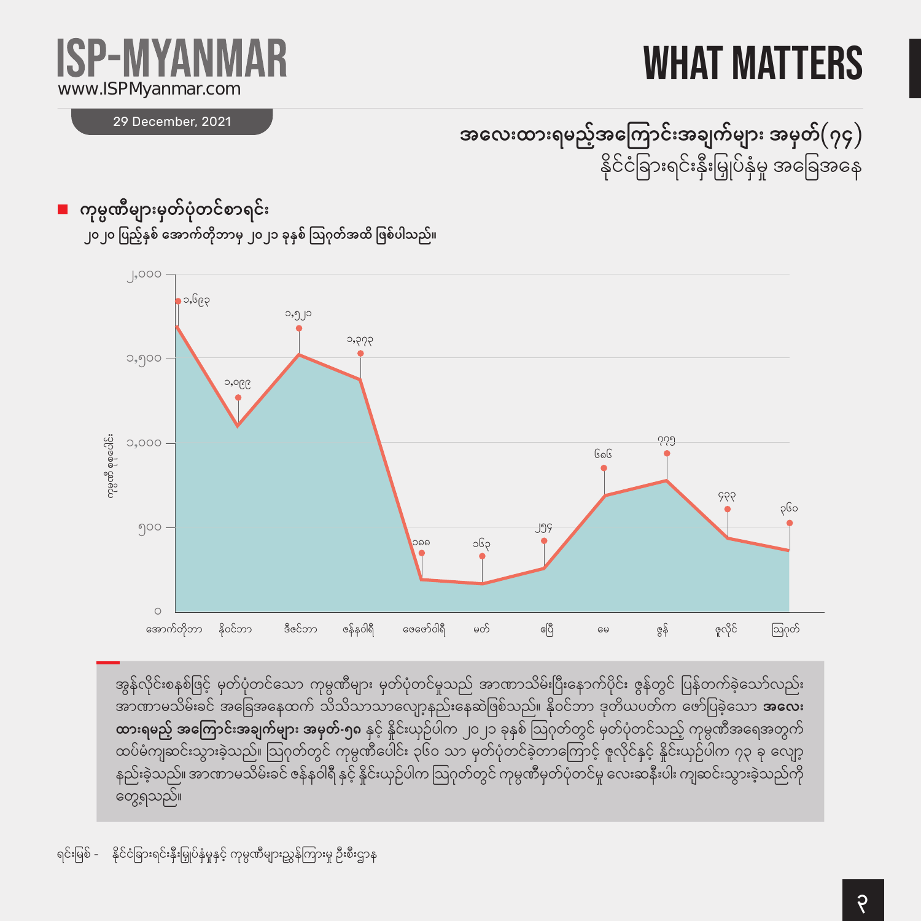# ISP-MYANMAR

www.ISPMyanmar.com

29 December, 2021

# WHAT MATTERS

## အလေးထားရမည့်အကြောင်းအချက်များ အမှတ်(၇၄)
နိုင်ငံခြားရင်းနှီးမြှုပ်နှံမှု အခြေအနေ

### ကုမ္ပဏီများမှတ်ပုံတင်စာရင်း

၂၀၂၀ ပြည့်နှစ် အောက်တိုဘာမှ ၂၀၂၁ ခုနှစ် ဩဂုတ်အထိ ဖြစ်ပါသည်။

| လ | ကုမ္ပဏီ ရေတွက်ပြ |
|---|---|
| အောက်တိုဘာ | ၁,၆၉၃ |
| နိုဝင်ဘာ | ၁,၀၉၉ |
| ဒီဇင်ဘာ | ၁,၅၂၁ |
| ဇန်နဝါရီ | ၁,၃၇၃ |
| ဖေဖော်ဝါရီ | ၁၈၈ |
| မတ် | ၁၆၃ |
| ဧပြီ | ၂၅၄ |
| မေ | ၆၈၆ |
| ဇွန် | ၇၇၅ |
| ဇူလိုင် | ၄၃၃ |
| ဩဂုတ် | ၃၆၀ |

အွန်လိုင်းစနစ်ဖြင့် မှတ်ပုံတင်သော ကုမ္ပဏီများ မှတ်ပုံတင်မှုသည် အာဏာသိမ်းပြီးနောက်ပိုင်း ဇွန်တွင် ပြန်တက်ခဲ့သော်လည်း အာဏာမသိမ်းခင် အခြေအနေထက် သိသိသာသာလျော့နည်းနေဆဲဖြစ်သည်။ နိုဝင်ဘာ ဒုတိယပတ်က ဖော်ပြခဲ့သော **အလေးထားရမည့် အကြောင်းအချက်များ အမှတ်-၅၈** နှင့် နှိုင်းယှဉ်ပါက ၂၀၂၁ ခုနှစ် ဩဂုတ်တွင် မှတ်ပုံတင်သည့် ကုမ္ပဏီအရေအတွက် ထပ်မံကျဆင်းသွားခဲ့သည်။ ဩဂုတ်တွင် ကုမ္ပဏီပေါင်း ၃၆၀ သာ မှတ်ပုံတင်ခဲ့တာကြောင့် ဇူလိုင်နှင့် နှိုင်းယှဉ်ပါက ၇၃ ခု လျော့နည်းခဲ့သည်။ အာဏာမသိမ်းခင် ဇန်နဝါရီ နှင့် နှိုင်းယှဉ်ပါက ဩဂုတ်တွင် ကုမ္ပဏီမှတ်ပုံတင်မှု လေးဆနီးပါး ကျဆင်းသွားခဲ့သည်ကို တွေ့ရသည်။

ရင်းမြစ် - နိုင်ငံခြားရင်းနှီးမြှုပ်နှံမှုနှင့် ကုမ္ပဏီများညွှန်ကြားမှု ဦးစီးဌာန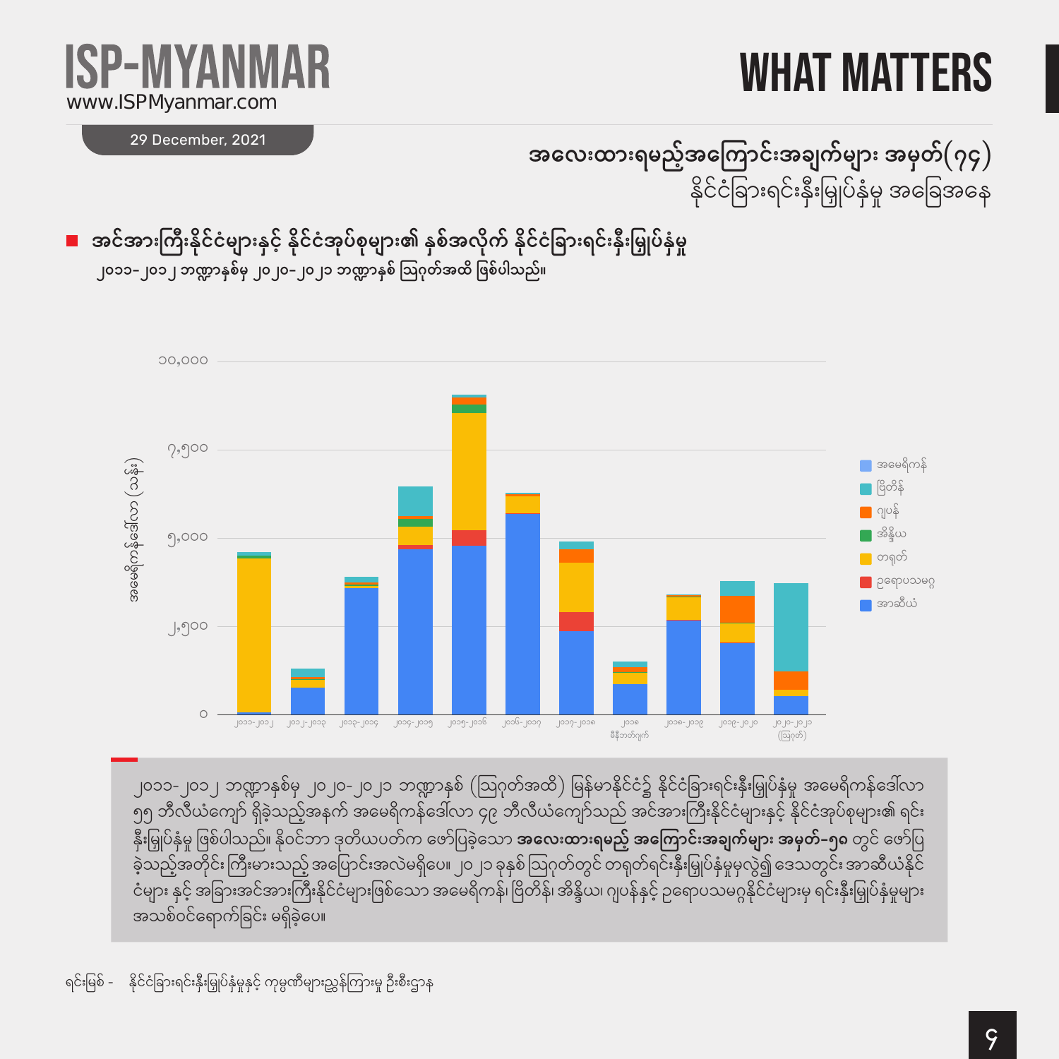ISP-MYANMAR
www.ISPMyanmar.com

WHAT MATTERS

29 December, 2021

## အလေးထားရမည့်အကြောင်းအချက်များ အမှတ်(၇၄)
နိုင်ငံခြားရင်းနှီးမြှုပ်နှံမှု အခြေအနေ

### အင်အားကြီးနိုင်ငံများနှင့် နိုင်ငံအုပ်စုများ၏ နှစ်အလိုက် နိုင်ငံခြားရင်းနှီးမြှုပ်နှံမှု

၂၀၁၁-၂၀၁၂ ဘဏ္ဍာနှစ်မှ ၂၀၂၀-၂၀၂၁ ဘဏ္ဍာနှစ် ဩဂုတ်အထိ ဖြစ်ပါသည်။

အမေရိကန်ဒေါ်လာ (သန်း)

၁၀,၀၀၀
၇,၅၀၀
၅,၀၀၀
၂,၅၀၀
၀

၂၀၁၁-၂၀၁၂
၂၀၁၂-၂၀၁၃
၂၀၁၃-၂၀၁၄
၂၀၁၄-၂၀၁၅
၂၀၁၅-၂၀၁၆
၂၀၁၆-၂၀၁၇
၂၀၁၇-၂၀၁၈
၂၀၁၈ မိနီဘတ်ဂျက်
၂၀၁၈-၂၀၁၉
၂၀၁၉-၂၀၂၀
၂၀၂၀-၂၀၂၁ (ဩဂုတ်)

အမေရိကန်
ဗြိတိန်
ဂျပန်
အိန္ဒိယ
တရုတ်
ဥရောပသမဂ္ဂ
အာဆီယံ

၂၀၁၁-၂၀၁၂ ဘဏ္ဍာနှစ်မှ ၂၀၂၀-၂၀၂၁ ဘဏ္ဍာနှစ် (ဩဂုတ်အထိ) မြန်မာနိုင်ငံ၌ နိုင်ငံခြားရင်းနှီးမြှုပ်နှံမှု အမေရိကန်ဒေါ်လာ ၅၅ ဘီလီယံကျော် ရှိခဲ့သည့်အနက် အမေရိကန်ဒေါ်လာ ၄၉ ဘီလီယံကျော်သည် အင်အားကြီးနိုင်ငံများနှင့် နိုင်ငံအုပ်စုများ၏ ရင်းနှီးမြှုပ်နှံမှု ဖြစ်ပါသည်။ နိုဝင်ဘာ ဒုတိယပတ်က ဖော်ပြခဲ့သော **အလေးထားရမည့် အကြောင်းအချက်များ အမှတ်-၅၈** တွင် ဖော်ပြခဲ့သည့်အတိုင်း ကြီးမားသည့် အပြောင်းအလဲမရှိပေ။ ၂၀၂၁ ခုနှစ် ဩဂုတ်တွင် တရုတ်ရင်းနှီးမြှုပ်နှံမှုမှလွဲ၍ ဒေသတွင်း အာဆီယံနိုင်ငံများ နှင့် အခြားအင်အားကြီးနိုင်ငံများဖြစ်သော အမေရိကန်၊ ဗြိတိန်၊ အိန္ဒိယ၊ ဂျပန်နှင့် ဥရောပသမဂ္ဂနိုင်ငံများမှ ရင်းနှီးမြှုပ်နှံမှုများ အသစ်ဝင်ရောက်ခြင်း မရှိခဲ့ပေ။

ရင်းမြစ် - နိုင်ငံခြားရင်းနှီးမြှုပ်နှံမှုနှင့် ကုမ္ပဏီများညွှန်ကြားမှု ဦးစီးဌာန